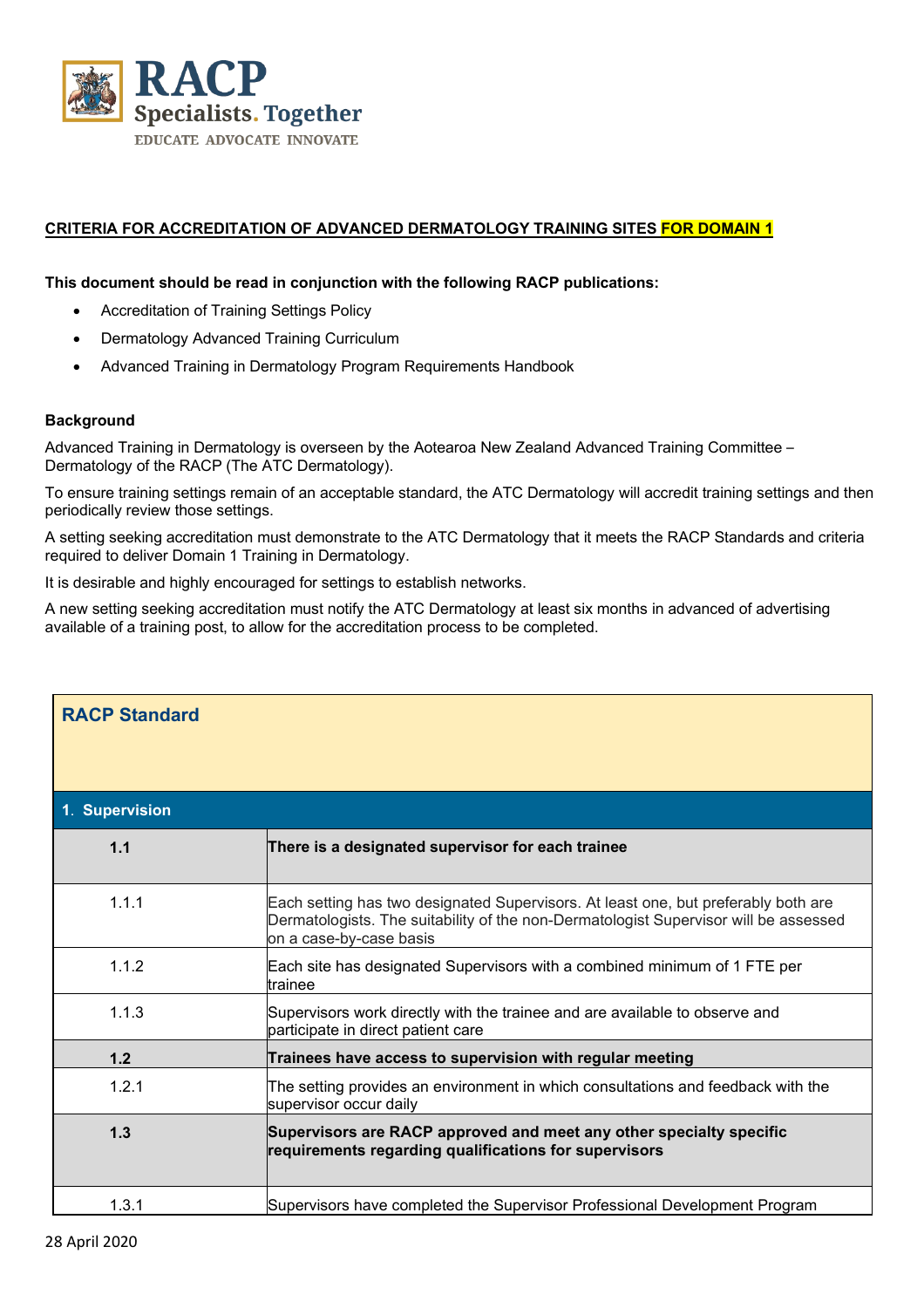**CRITERIA FOR ACCREDITATION OF ADVANCED DERMATOLOGY TRAINING SITES FOR DOMAIN 1**

**This document should be read in conjunction with the following RACP publications:**

- Accreditation of Training Settings Policy
- Dermatology Advanced Training Curriculum
- Advanced Training in Dermatology Program Requirements Handbook

**Background**

Advanced Training in Dermatology is overseen by the Aotearoa New Zealand Advanced Training Committee – Dermatology of the RACP (The ATC Dermatology).

To ensure training settings remain of an acceptable standard, the ATC Dermatology will accredit training settings and then periodically review those settings.

A setting seeking accreditation must demonstrate to the ATC Dermatology that it meets the RACP Standards and criteria required to deliver Domain 1 Training in Dermatology.

It is desirable and highly encouraged for settings to establish networks.

A new setting seeking accreditation must notify the ATC Dermatology at least six months in advanced of advertising available of a training post, to allow for the accreditation process to be completed.

| **RACP Standard** | |
|---|---|
| **1. Supervision** | |
| **1.1** | **There is a designated supervisor for each trainee** |
| 1.1.1 | Each setting has two designated Supervisors. At least one, but preferably both are Dermatologists. The suitability of the non-Dermatologist Supervisor will be assessed on a case-by-case basis |
| 1.1.2 | Each site has designated Supervisors with a combined minimum of 1 FTE per trainee |
| 1.1.3 | Supervisors work directly with the trainee and are available to observe and participate in direct patient care |
| **1.2** | **Trainees have access to supervision with regular meeting** |
| 1.2.1 | The setting provides an environment in which consultations and feedback with the supervisor occur daily |
| **1.3** | **Supervisors are RACP approved and meet any other specialty specific requirements regarding qualifications for supervisors** |
| 1.3.1 | Supervisors have completed the Supervisor Professional Development Program |

28 April 2020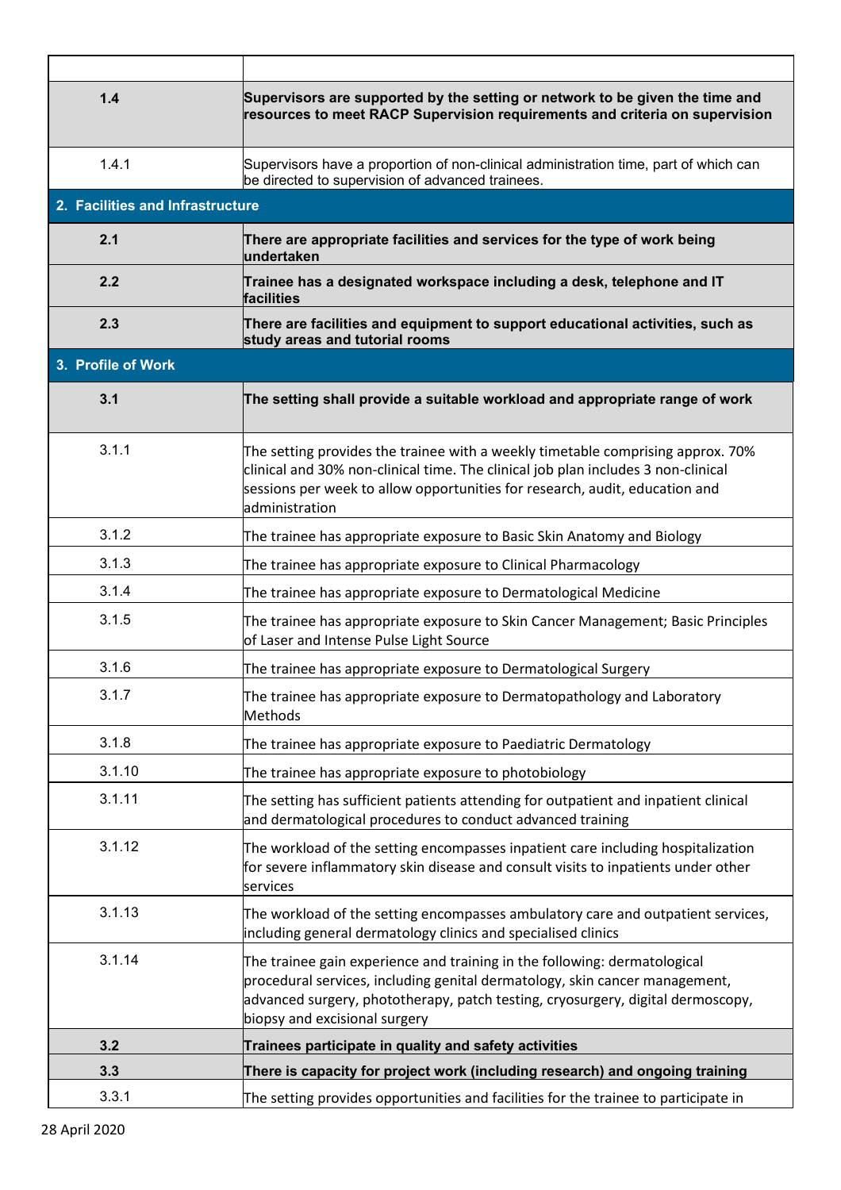| | |
|---|---|
| **1.4** | **Supervisors are supported by the setting or network to be given the time and resources to meet RACP Supervision requirements and criteria on supervision** |
| 1.4.1 | Supervisors have a proportion of non-clinical administration time, part of which can be directed to supervision of advanced trainees. |
| **2. Facilities and Infrastructure** | |
| **2.1** | **There are appropriate facilities and services for the type of work being undertaken** |
| **2.2** | **Trainee has a designated workspace including a desk, telephone and IT facilities** |
| **2.3** | **There are facilities and equipment to support educational activities, such as study areas and tutorial rooms** |
| **3. Profile of Work** | |
| **3.1** | **The setting shall provide a suitable workload and appropriate range of work** |
| 3.1.1 | The setting provides the trainee with a weekly timetable comprising approx. 70% clinical and 30% non-clinical time. The clinical job plan includes 3 non-clinical sessions per week to allow opportunities for research, audit, education and administration |
| 3.1.2 | The trainee has appropriate exposure to Basic Skin Anatomy and Biology |
| 3.1.3 | The trainee has appropriate exposure to Clinical Pharmacology |
| 3.1.4 | The trainee has appropriate exposure to Dermatological Medicine |
| 3.1.5 | The trainee has appropriate exposure to Skin Cancer Management; Basic Principles of Laser and Intense Pulse Light Source |
| 3.1.6 | The trainee has appropriate exposure to Dermatological Surgery |
| 3.1.7 | The trainee has appropriate exposure to Dermatopathology and Laboratory Methods |
| 3.1.8 | The trainee has appropriate exposure to Paediatric Dermatology |
| 3.1.10 | The trainee has appropriate exposure to photobiology |
| 3.1.11 | The setting has sufficient patients attending for outpatient and inpatient clinical and dermatological procedures to conduct advanced training |
| 3.1.12 | The workload of the setting encompasses inpatient care including hospitalization for severe inflammatory skin disease and consult visits to inpatients under other services |
| 3.1.13 | The workload of the setting encompasses ambulatory care and outpatient services, including general dermatology clinics and specialised clinics |
| 3.1.14 | The trainee gain experience and training in the following: dermatological procedural services, including genital dermatology, skin cancer management, advanced surgery, phototherapy, patch testing, cryosurgery, digital dermoscopy, biopsy and excisional surgery |
| **3.2** | **Trainees participate in quality and safety activities** |
| **3.3** | **There is capacity for project work (including research) and ongoing training** |
| 3.3.1 | The setting provides opportunities and facilities for the trainee to participate in |

28 April 2020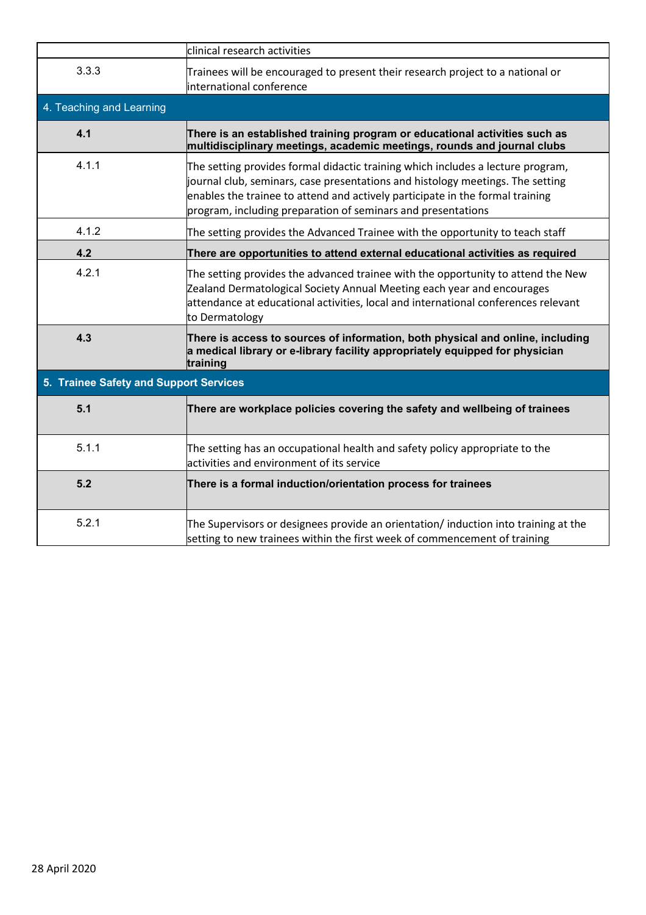| | |
|---|---|
| | clinical research activities |
| 3.3.3 | Trainees will be encouraged to present their research project to a national or international conference |
| **4. Teaching and Learning** | |
| **4.1** | **There is an established training program or educational activities such as multidisciplinary meetings, academic meetings, rounds and journal clubs** |
| 4.1.1 | The setting provides formal didactic training which includes a lecture program, journal club, seminars, case presentations and histology meetings. The setting enables the trainee to attend and actively participate in the formal training program, including preparation of seminars and presentations |
| 4.1.2 | The setting provides the Advanced Trainee with the opportunity to teach staff |
| **4.2** | **There are opportunities to attend external educational activities as required** |
| 4.2.1 | The setting provides the advanced trainee with the opportunity to attend the New Zealand Dermatological Society Annual Meeting each year and encourages attendance at educational activities, local and international conferences relevant to Dermatology |
| **4.3** | **There is access to sources of information, both physical and online, including a medical library or e-library facility appropriately equipped for physician training** |
| **5. Trainee Safety and Support Services** | |
| **5.1** | **There are workplace policies covering the safety and wellbeing of trainees** |
| 5.1.1 | The setting has an occupational health and safety policy appropriate to the activities and environment of its service |
| **5.2** | **There is a formal induction/orientation process for trainees** |
| 5.2.1 | The Supervisors or designees provide an orientation/ induction into training at the setting to new trainees within the first week of commencement of training |

28 April 2020